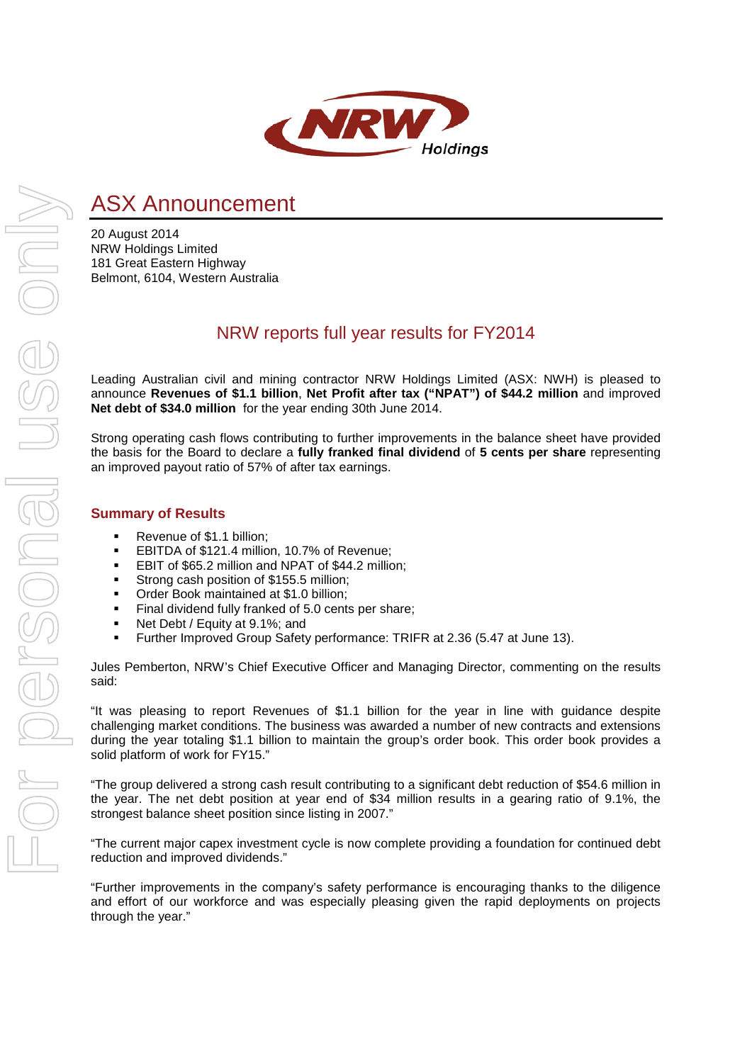# ASX Announcement

20 August 2014
NRW Holdings Limited
181 Great Eastern Highway
Belmont, 6104, Western Australia

## NRW reports full year results for FY2014

Leading Australian civil and mining contractor NRW Holdings Limited (ASX: NWH) is pleased to announce **Revenues of $1.1 billion**, **Net Profit after tax ("NPAT") of $44.2 million** and improved **Net debt of $34.0 million** for the year ending 30th June 2014.

Strong operating cash flows contributing to further improvements in the balance sheet have provided the basis for the Board to declare a **fully franked final dividend** of **5 cents per share** representing an improved payout ratio of 57% of after tax earnings.

### Summary of Results

- Revenue of $1.1 billion;
- EBITDA of $121.4 million, 10.7% of Revenue;
- EBIT of $65.2 million and NPAT of $44.2 million;
- Strong cash position of $155.5 million;
- Order Book maintained at $1.0 billion;
- Final dividend fully franked of 5.0 cents per share;
- Net Debt / Equity at 9.1%; and
- Further Improved Group Safety performance: TRIFR at 2.36 (5.47 at June 13).

Jules Pemberton, NRW's Chief Executive Officer and Managing Director, commenting on the results said:

"It was pleasing to report Revenues of $1.1 billion for the year in line with guidance despite challenging market conditions. The business was awarded a number of new contracts and extensions during the year totaling $1.1 billion to maintain the group's order book. This order book provides a solid platform of work for FY15."

"The group delivered a strong cash result contributing to a significant debt reduction of $54.6 million in the year. The net debt position at year end of $34 million results in a gearing ratio of 9.1%, the strongest balance sheet position since listing in 2007."

"The current major capex investment cycle is now complete providing a foundation for continued debt reduction and improved dividends."

"Further improvements in the company's safety performance is encouraging thanks to the diligence and effort of our workforce and was especially pleasing given the rapid deployments on projects through the year."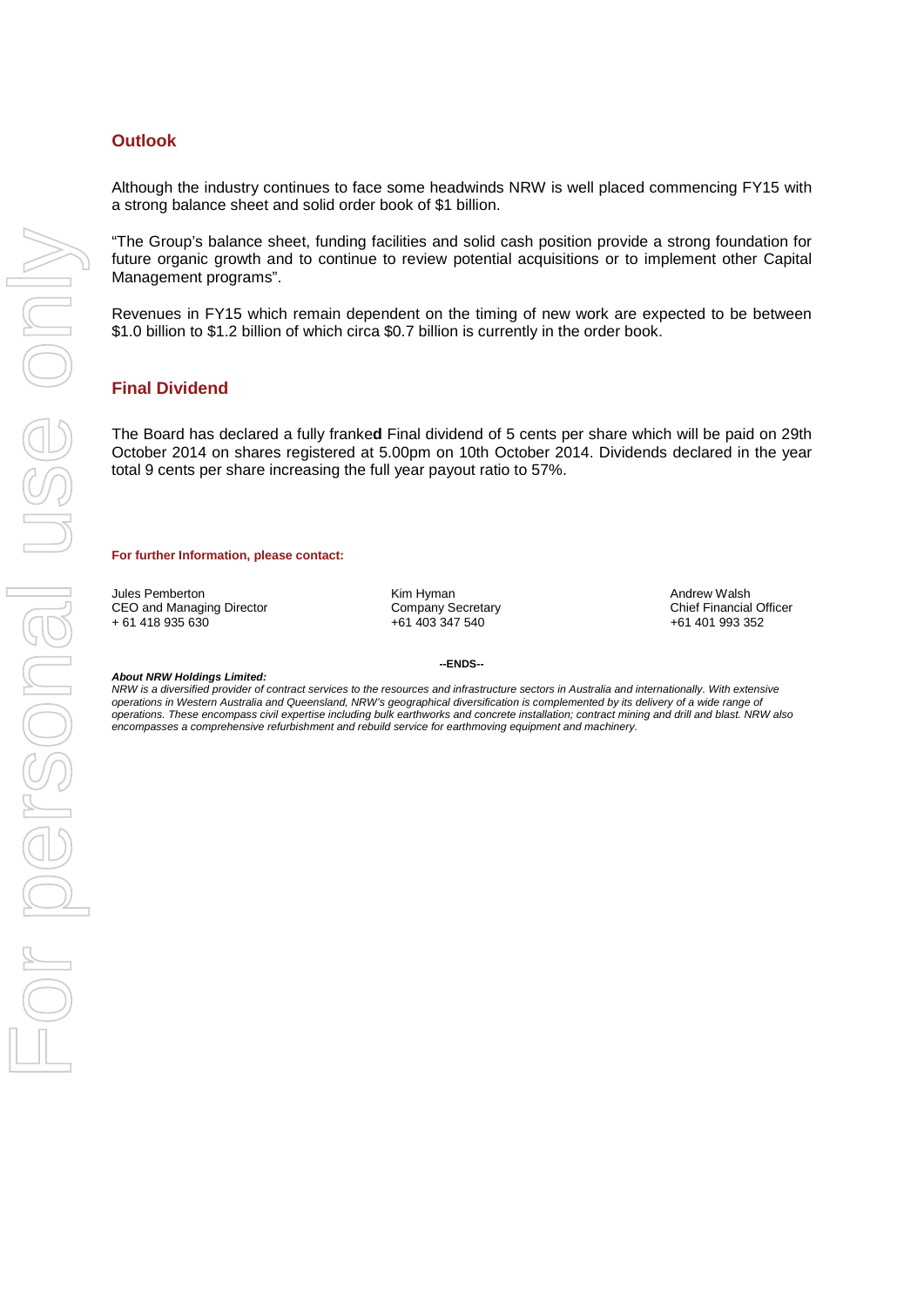## Outlook

Although the industry continues to face some headwinds NRW is well placed commencing FY15 with a strong balance sheet and solid order book of $1 billion.

"The Group's balance sheet, funding facilities and solid cash position provide a strong foundation for future organic growth and to continue to review potential acquisitions or to implement other Capital Management programs".

Revenues in FY15 which remain dependent on the timing of new work are expected to be between $1.0 billion to $1.2 billion of which circa $0.7 billion is currently in the order book.

## Final Dividend

The Board has declared a fully franked Final dividend of 5 cents per share which will be paid on 29th October 2014 on shares registered at 5.00pm on 10th October 2014. Dividends declared in the year total 9 cents per share increasing the full year payout ratio to 57%.

**For further Information, please contact:**

Jules Pemberton
CEO and Managing Director
+ 61 418 935 630

Kim Hyman
Company Secretary
+61 403 347 540

Andrew Walsh
Chief Financial Officer
+61 401 993 352

**--ENDS--**

***About NRW Holdings Limited:***
*NRW is a diversified provider of contract services to the resources and infrastructure sectors in Australia and internationally. With extensive operations in Western Australia and Queensland, NRW's geographical diversification is complemented by its delivery of a wide range of operations. These encompass civil expertise including bulk earthworks and concrete installation; contract mining and drill and blast. NRW also encompasses a comprehensive refurbishment and rebuild service for earthmoving equipment and machinery.*